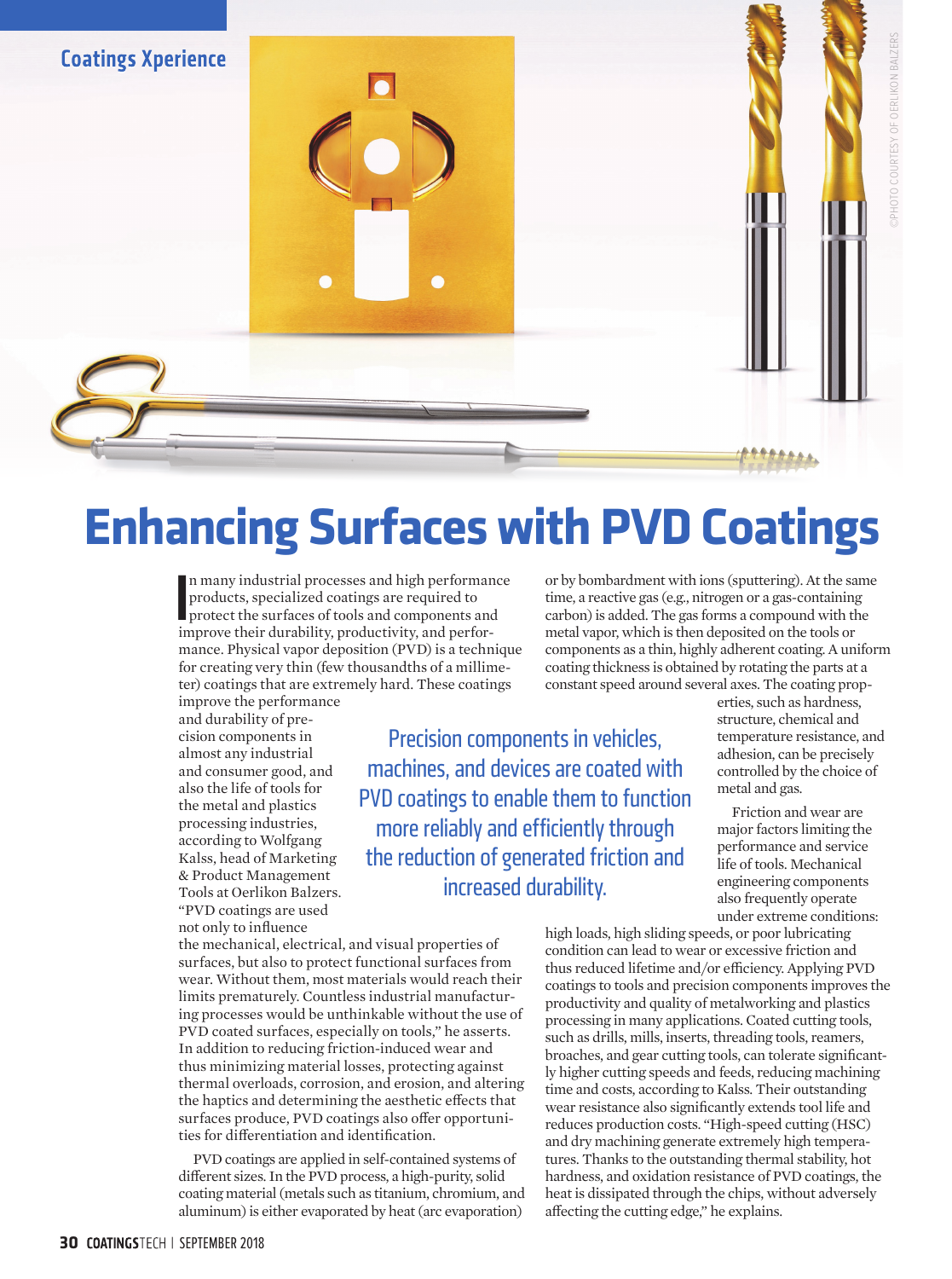Coatings Xperience

©PHOTO COURTESY OF OERLIKON BALZERS

# Enhancing Surfaces with PVD Coatings

In many industrial processes and high performance products, specialized coatings are required to protect the surfaces of tools and components and improve their durability, productivity, and performance. Physical vapor deposition (PVD) is a technique for creating very thin (few thousandths of a millimeter) coatings that are extremely hard. These coatings improve the performance and durability of precision components in almost any industrial and consumer good, and also the life of tools for the metal and plastics processing industries, according to Wolfgang Kalss, head of Marketing & Product Management Tools at Oerlikon Balzers. "PVD coatings are used not only to influence the mechanical, electrical, and visual properties of surfaces, but also to protect functional surfaces from wear. Without them, most materials would reach their limits prematurely. Countless industrial manufacturing processes would be unthinkable without the use of PVD coated surfaces, especially on tools," he asserts. In addition to reducing friction-induced wear and thus minimizing material losses, protecting against thermal overloads, corrosion, and erosion, and altering the haptics and determining the aesthetic effects that surfaces produce, PVD coatings also offer opportunities for differentiation and identification.

> Precision components in vehicles, machines, and devices are coated with PVD coatings to enable them to function more reliably and efficiently through the reduction of generated friction and increased durability.

PVD coatings are applied in self-contained systems of different sizes. In the PVD process, a high-purity, solid coating material (metals such as titanium, chromium, and aluminum) is either evaporated by heat (arc evaporation) or by bombardment with ions (sputtering). At the same time, a reactive gas (e.g., nitrogen or a gas-containing carbon) is added. The gas forms a compound with the metal vapor, which is then deposited on the tools or components as a thin, highly adherent coating. A uniform coating thickness is obtained by rotating the parts at a constant speed around several axes. The coating properties, such as hardness, structure, chemical and temperature resistance, and adhesion, can be precisely controlled by the choice of metal and gas.

Friction and wear are major factors limiting the performance and service life of tools. Mechanical engineering components also frequently operate under extreme conditions: high loads, high sliding speeds, or poor lubricating condition can lead to wear or excessive friction and thus reduced lifetime and/or efficiency. Applying PVD coatings to tools and precision components improves the productivity and quality of metalworking and plastics processing in many applications. Coated cutting tools, such as drills, mills, inserts, threading tools, reamers, broaches, and gear cutting tools, can tolerate significantly higher cutting speeds and feeds, reducing machining time and costs, according to Kalss. Their outstanding wear resistance also significantly extends tool life and reduces production costs. "High-speed cutting (HSC) and dry machining generate extremely high temperatures. Thanks to the outstanding thermal stability, hot hardness, and oxidation resistance of PVD coatings, the heat is dissipated through the chips, without adversely affecting the cutting edge," he explains.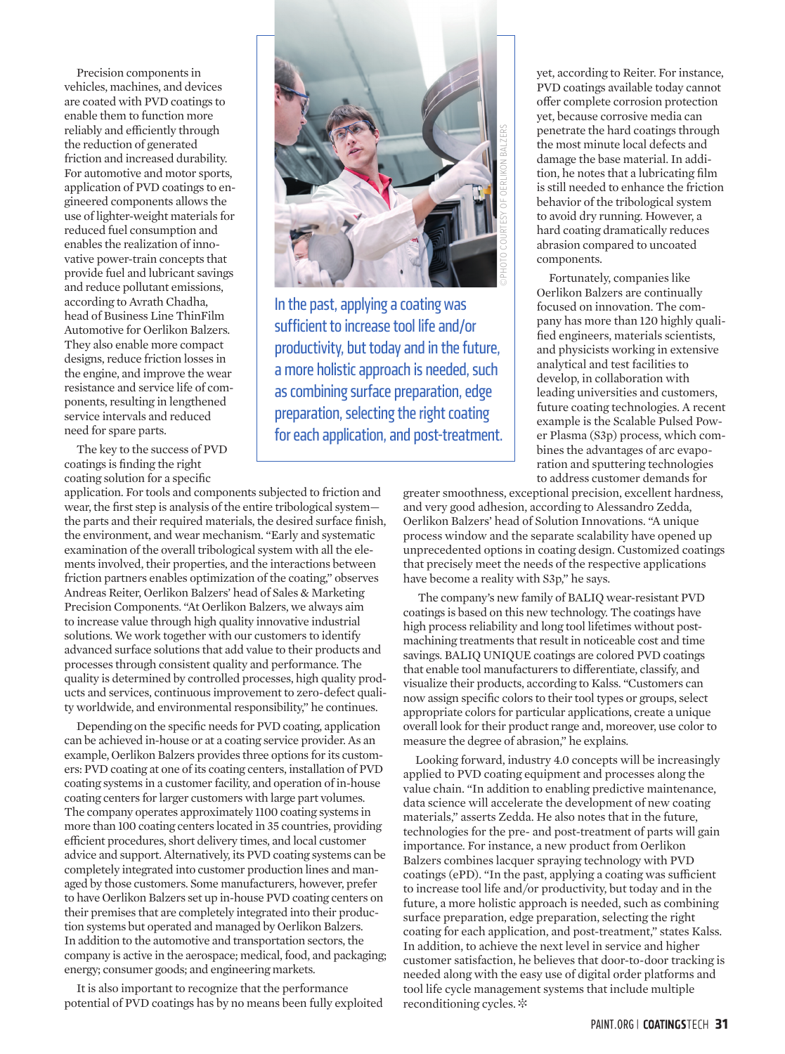Precision components in vehicles, machines, and devices are coated with PVD coatings to enable them to function more reliably and efficiently through the reduction of generated friction and increased durability. For automotive and motor sports, application of PVD coatings to engineered components allows the use of lighter-weight materials for reduced fuel consumption and enables the realization of innovative power-train concepts that provide fuel and lubricant savings and reduce pollutant emissions, according to Avrath Chadha, head of Business Line ThinFilm Automotive for Oerlikon Balzers. They also enable more compact designs, reduce friction losses in the engine, and improve the wear resistance and service life of components, resulting in lengthened service intervals and reduced need for spare parts.

The key to the success of PVD coatings is finding the right coating solution for a specific application. For tools and components subjected to friction and wear, the first step is analysis of the entire tribological system—the parts and their required materials, the desired surface finish, the environment, and wear mechanism. "Early and systematic examination of the overall tribological system with all the elements involved, their properties, and the interactions between friction partners enables optimization of the coating," observes Andreas Reiter, Oerlikon Balzers' head of Sales & Marketing Precision Components. "At Oerlikon Balzers, we always aim to increase value through high quality innovative industrial solutions. We work together with our customers to identify advanced surface solutions that add value to their products and processes through consistent quality and performance. The quality is determined by controlled processes, high quality products and services, continuous improvement to zero-defect quality worldwide, and environmental responsibility," he continues.

Depending on the specific needs for PVD coating, application can be achieved in-house or at a coating service provider. As an example, Oerlikon Balzers provides three options for its customers: PVD coating at one of its coating centers, installation of PVD coating systems in a customer facility, and operation of in-house coating centers for larger customers with large part volumes. The company operates approximately 1100 coating systems in more than 100 coating centers located in 35 countries, providing efficient procedures, short delivery times, and local customer advice and support. Alternatively, its PVD coating systems can be completely integrated into customer production lines and managed by those customers. Some manufacturers, however, prefer to have Oerlikon Balzers set up in-house PVD coating centers on their premises that are completely integrated into their production systems but operated and managed by Oerlikon Balzers. In addition to the automotive and transportation sectors, the company is active in the aerospace; medical, food, and packaging; energy; consumer goods; and engineering markets.

It is also important to recognize that the performance potential of PVD coatings has by no means been fully exploited yet, according to Reiter. For instance, PVD coatings available today cannot offer complete corrosion protection yet, because corrosive media can penetrate the hard coatings through the most minute local defects and damage the base material. In addition, he notes that a lubricating film is still needed to enhance the friction behavior of the tribological system to avoid dry running. However, a hard coating dramatically reduces abrasion compared to uncoated components.

Fortunately, companies like Oerlikon Balzers are continually focused on innovation. The company has more than 120 highly qualified engineers, materials scientists, and physicists working in extensive analytical and test facilities to develop, in collaboration with leading universities and customers, future coating technologies. A recent example is the Scalable Pulsed Power Plasma (S3p) process, which combines the advantages of arc evaporation and sputtering technologies to address customer demands for greater smoothness, exceptional precision, excellent hardness, and very good adhesion, according to Alessandro Zedda, Oerlikon Balzers' head of Solution Innovations. "A unique process window and the separate scalability have opened up unprecedented options in coating design. Customized coatings that precisely meet the needs of the respective applications have become a reality with S3p," he says.

The company's new family of BALIQ wear-resistant PVD coatings is based on this new technology. The coatings have high process reliability and long tool lifetimes without post-machining treatments that result in noticeable cost and time savings. BALIQ UNIQUE coatings are colored PVD coatings that enable tool manufacturers to differentiate, classify, and visualize their products, according to Kalss. "Customers can now assign specific colors to their tool types or groups, select appropriate colors for particular applications, create a unique overall look for their product range and, moreover, use color to measure the degree of abrasion," he explains.

Looking forward, industry 4.0 concepts will be increasingly applied to PVD coating equipment and processes along the value chain. "In addition to enabling predictive maintenance, data science will accelerate the development of new coating materials," asserts Zedda. He also notes that in the future, technologies for the pre- and post-treatment of parts will gain importance. For instance, a new product from Oerlikon Balzers combines lacquer spraying technology with PVD coatings (ePD). "In the past, applying a coating was sufficient to increase tool life and/or productivity, but today and in the future, a more holistic approach is needed, such as combining surface preparation, edge preparation, selecting the right coating for each application, and post-treatment," states Kalss. In addition, to achieve the next level in service and higher customer satisfaction, he believes that door-to-door tracking is needed along with the easy use of digital order platforms and tool life cycle management systems that include multiple reconditioning cycles. ❊

©PHOTO COURTESY OF OERLIKON BALZERS

In the past, applying a coating was sufficient to increase tool life and/or productivity, but today and in the future, a more holistic approach is needed, such as combining surface preparation, edge preparation, selecting the right coating for each application, and post-treatment.